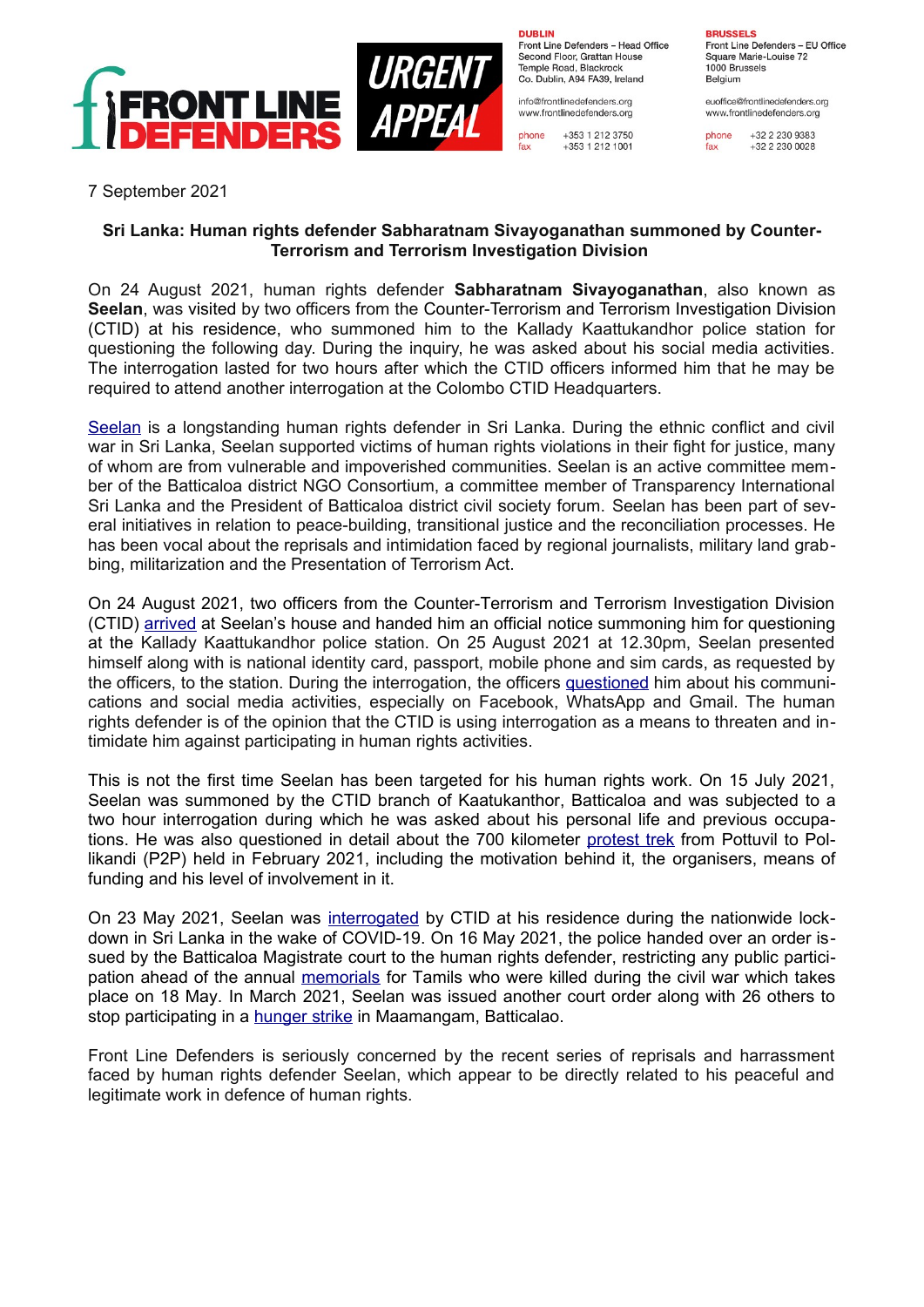**DUBLIN**
Front Line Defenders – Head Office
Second Floor, Grattan House
Temple Road, Blackrock
Co. Dublin, A94 FA39, Ireland

info@frontlinedefenders.org
www.frontlinedefenders.org

phone +353 1 212 3750
fax +353 1 212 1001

**BRUSSELS**
Front Line Defenders – EU Office
Square Marie-Louise 72
1000 Brussels
Belgium

euoffice@frontlinedefenders.org
www.frontlinedefenders.org

phone +32 2 230 9383
fax +32 2 230 0028

7 September 2021

**Sri Lanka: Human rights defender Sabharatnam Sivayoganathan summoned by Counter-Terrorism and Terrorism Investigation Division**

On 24 August 2021, human rights defender **Sabharatnam Sivayoganathan**, also known as **Seelan**, was visited by two officers from the Counter-Terrorism and Terrorism Investigation Division (CTID) at his residence, who summoned him to the Kallady Kaattukandhor police station for questioning the following day. During the inquiry, he was asked about his social media activities. The interrogation lasted for two hours after which the CTID officers informed him that he may be required to attend another interrogation at the Colombo CTID Headquarters.

Seelan is a longstanding human rights defender in Sri Lanka. During the ethnic conflict and civil war in Sri Lanka, Seelan supported victims of human rights violations in their fight for justice, many of whom are from vulnerable and impoverished communities. Seelan is an active committee member of the Batticaloa district NGO Consortium, a committee member of Transparency International Sri Lanka and the President of Batticaloa district civil society forum. Seelan has been part of several initiatives in relation to peace-building, transitional justice and the reconciliation processes. He has been vocal about the reprisals and intimidation faced by regional journalists, military land grabbing, militarization and the Presentation of Terrorism Act.

On 24 August 2021, two officers from the Counter-Terrorism and Terrorism Investigation Division (CTID) arrived at Seelan's house and handed him an official notice summoning him for questioning at the Kallady Kaattukandhor police station. On 25 August 2021 at 12.30pm, Seelan presented himself along with his national identity card, passport, mobile phone and sim cards, as requested by the officers, to the station. During the interrogation, the officers questioned him about his communications and social media activities, especially on Facebook, WhatsApp and Gmail. The human rights defender is of the opinion that the CTID is using interrogation as a means to threaten and intimidate him against participating in human rights activities.

This is not the first time Seelan has been targeted for his human rights work. On 15 July 2021, Seelan was summoned by the CTID branch of Kaatukanthor, Batticaloa and was subjected to a two hour interrogation during which he was asked about his personal life and previous occupations. He was also questioned in detail about the 700 kilometer protest trek from Pottuvil to Pollikandi (P2P) held in February 2021, including the motivation behind it, the organisers, means of funding and his level of involvement in it.

On 23 May 2021, Seelan was interrogated by CTID at his residence during the nationwide lockdown in Sri Lanka in the wake of COVID-19. On 16 May 2021, the police handed over an order issued by the Batticaloa Magistrate court to the human rights defender, restricting any public participation ahead of the annual memorials for Tamils who were killed during the civil war which takes place on 18 May. In March 2021, Seelan was issued another court order along with 26 others to stop participating in a hunger strike in Maamangam, Batticalao.

Front Line Defenders is seriously concerned by the recent series of reprisals and harrassment faced by human rights defender Seelan, which appear to be directly related to his peaceful and legitimate work in defence of human rights.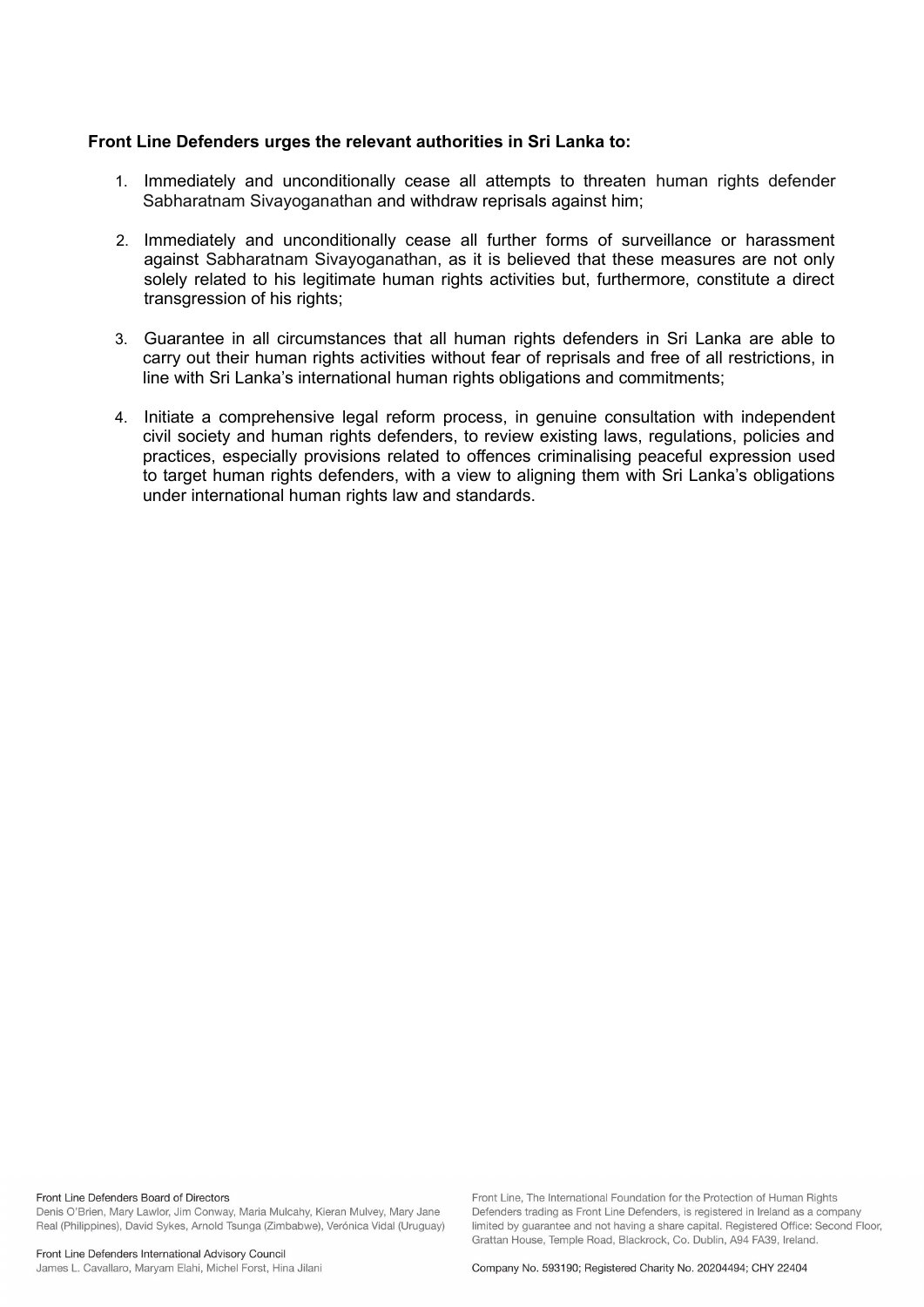**Front Line Defenders urges the relevant authorities in Sri Lanka to:**

1. Immediately and unconditionally cease all attempts to threaten human rights defender Sabharatnam Sivayoganathan and withdraw reprisals against him;

2. Immediately and unconditionally cease all further forms of surveillance or harassment against Sabharatnam Sivayoganathan, as it is believed that these measures are not only solely related to his legitimate human rights activities but, furthermore, constitute a direct transgression of his rights;

3. Guarantee in all circumstances that all human rights defenders in Sri Lanka are able to carry out their human rights activities without fear of reprisals and free of all restrictions, in line with Sri Lanka's international human rights obligations and commitments;

4. Initiate a comprehensive legal reform process, in genuine consultation with independent civil society and human rights defenders, to review existing laws, regulations, policies and practices, especially provisions related to offences criminalising peaceful expression used to target human rights defenders, with a view to aligning them with Sri Lanka's obligations under international human rights law and standards.